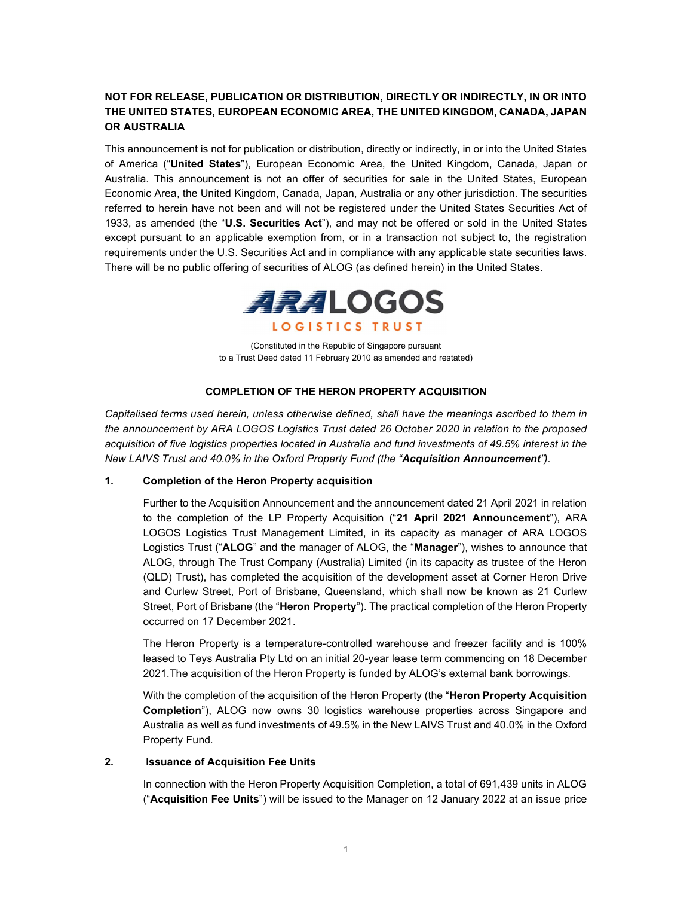**NOT FOR RELEASE, PUBLICATION OR DISTRIBUTION, DIRECTLY OR INDIRECTLY, IN OR INTO THE UNITED STATES, EUROPEAN ECONOMIC AREA, THE UNITED KINGDOM, CANADA, JAPAN OR AUSTRALIA**

This announcement is not for publication or distribution, directly or indirectly, in or into the United States of America ("**United States**"), European Economic Area, the United Kingdom, Canada, Japan or Australia. This announcement is not an offer of securities for sale in the United States, European Economic Area, the United Kingdom, Canada, Japan, Australia or any other jurisdiction. The securities referred to herein have not been and will not be registered under the United States Securities Act of 1933, as amended (the "**U.S. Securities Act**"), and may not be offered or sold in the United States except pursuant to an applicable exemption from, or in a transaction not subject to, the registration requirements under the U.S. Securities Act and in compliance with any applicable state securities laws. There will be no public offering of securities of ALOG (as defined herein) in the United States.

ARA LOGOS LOGISTICS TRUST

(Constituted in the Republic of Singapore pursuant to a Trust Deed dated 11 February 2010 as amended and restated)

## COMPLETION OF THE HERON PROPERTY ACQUISITION

*Capitalised terms used herein, unless otherwise defined, shall have the meanings ascribed to them in the announcement by ARA LOGOS Logistics Trust dated 26 October 2020 in relation to the proposed acquisition of five logistics properties located in Australia and fund investments of 49.5% interest in the New LAIVS Trust and 40.0% in the Oxford Property Fund (the "**Acquisition Announcement**").*

### 1. Completion of the Heron Property acquisition

Further to the Acquisition Announcement and the announcement dated 21 April 2021 in relation to the completion of the LP Property Acquisition ("**21 April 2021 Announcement**"), ARA LOGOS Logistics Trust Management Limited, in its capacity as manager of ARA LOGOS Logistics Trust ("**ALOG**" and the manager of ALOG, the "**Manager**"), wishes to announce that ALOG, through The Trust Company (Australia) Limited (in its capacity as trustee of the Heron (QLD) Trust), has completed the acquisition of the development asset at Corner Heron Drive and Curlew Street, Port of Brisbane, Queensland, which shall now be known as 21 Curlew Street, Port of Brisbane (the "**Heron Property**"). The practical completion of the Heron Property occurred on 17 December 2021.

The Heron Property is a temperature-controlled warehouse and freezer facility and is 100% leased to Teys Australia Pty Ltd on an initial 20-year lease term commencing on 18 December 2021.The acquisition of the Heron Property is funded by ALOG's external bank borrowings.

With the completion of the acquisition of the Heron Property (the "**Heron Property Acquisition Completion**"), ALOG now owns 30 logistics warehouse properties across Singapore and Australia as well as fund investments of 49.5% in the New LAIVS Trust and 40.0% in the Oxford Property Fund.

### 2. Issuance of Acquisition Fee Units

In connection with the Heron Property Acquisition Completion, a total of 691,439 units in ALOG ("**Acquisition Fee Units**") will be issued to the Manager on 12 January 2022 at an issue price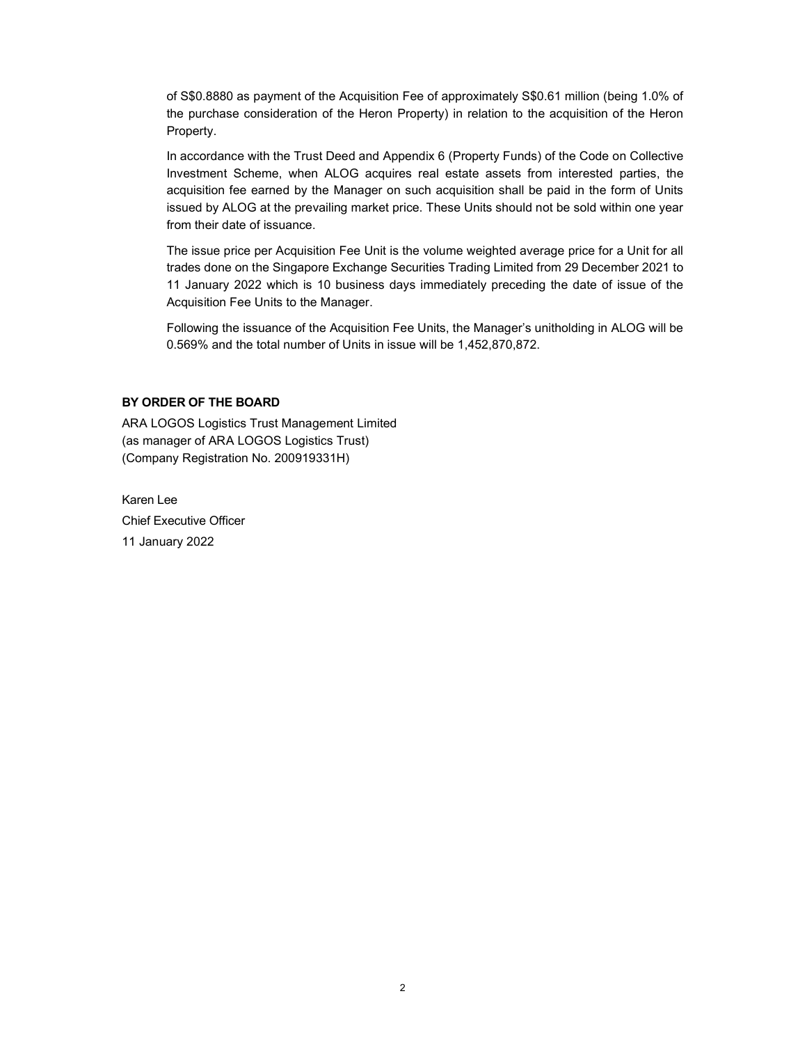of S$0.8880 as payment of the Acquisition Fee of approximately S$0.61 million (being 1.0% of the purchase consideration of the Heron Property) in relation to the acquisition of the Heron Property.

In accordance with the Trust Deed and Appendix 6 (Property Funds) of the Code on Collective Investment Scheme, when ALOG acquires real estate assets from interested parties, the acquisition fee earned by the Manager on such acquisition shall be paid in the form of Units issued by ALOG at the prevailing market price. These Units should not be sold within one year from their date of issuance.

The issue price per Acquisition Fee Unit is the volume weighted average price for a Unit for all trades done on the Singapore Exchange Securities Trading Limited from 29 December 2021 to 11 January 2022 which is 10 business days immediately preceding the date of issue of the Acquisition Fee Units to the Manager.

Following the issuance of the Acquisition Fee Units, the Manager's unitholding in ALOG will be 0.569% and the total number of Units in issue will be 1,452,870,872.

**BY ORDER OF THE BOARD**

ARA LOGOS Logistics Trust Management Limited
(as manager of ARA LOGOS Logistics Trust)
(Company Registration No. 200919331H)

Karen Lee
Chief Executive Officer
11 January 2022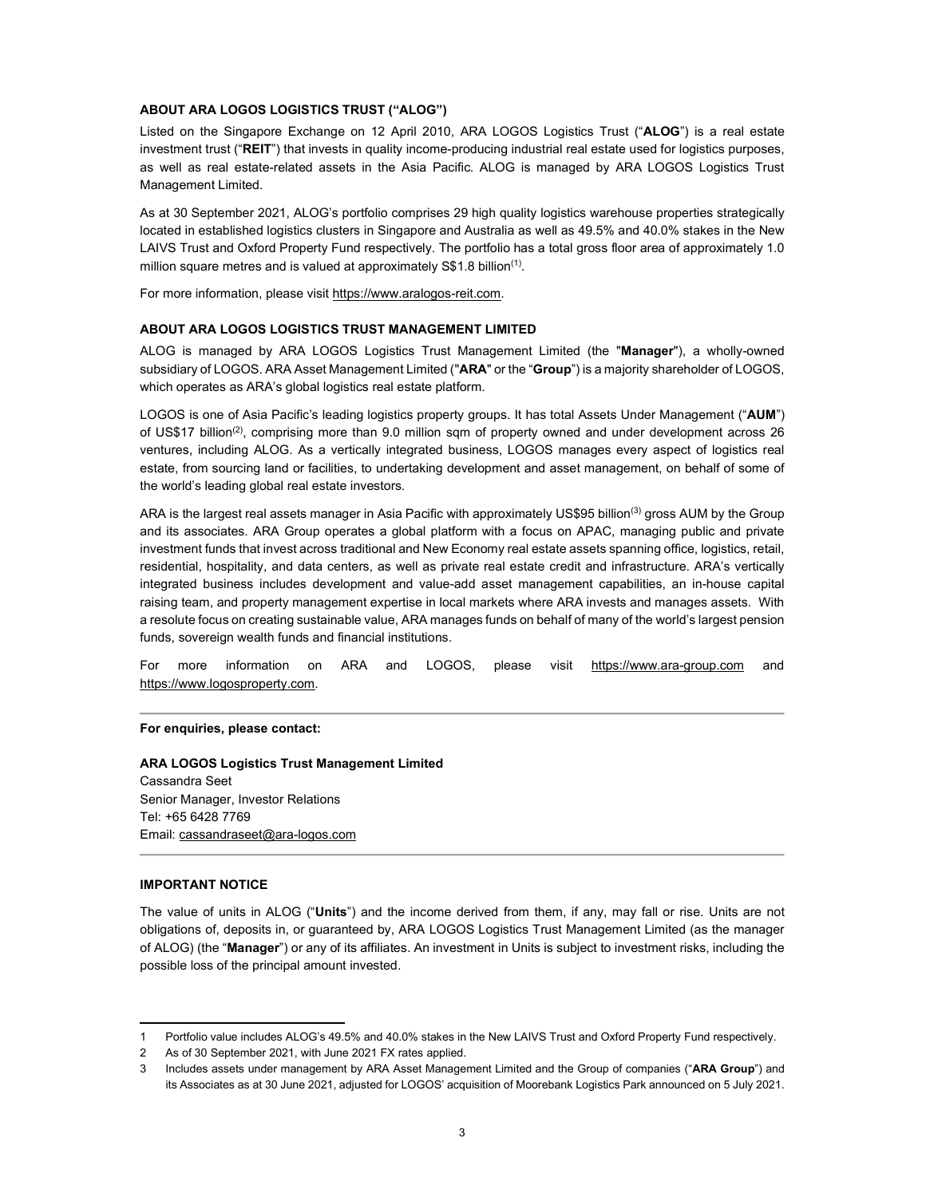### ABOUT ARA LOGOS LOGISTICS TRUST ("ALOG")

Listed on the Singapore Exchange on 12 April 2010, ARA LOGOS Logistics Trust ("**ALOG**") is a real estate investment trust ("**REIT**") that invests in quality income-producing industrial real estate used for logistics purposes, as well as real estate-related assets in the Asia Pacific. ALOG is managed by ARA LOGOS Logistics Trust Management Limited.

As at 30 September 2021, ALOG's portfolio comprises 29 high quality logistics warehouse properties strategically located in established logistics clusters in Singapore and Australia as well as 49.5% and 40.0% stakes in the New LAIVS Trust and Oxford Property Fund respectively. The portfolio has a total gross floor area of approximately 1.0 million square metres and is valued at approximately S$1.8 billion[1].

For more information, please visit https://www.aralogos-reit.com.

### ABOUT ARA LOGOS LOGISTICS TRUST MANAGEMENT LIMITED

ALOG is managed by ARA LOGOS Logistics Trust Management Limited (the "**Manager**"), a wholly-owned subsidiary of LOGOS. ARA Asset Management Limited ("**ARA**" or the "**Group**") is a majority shareholder of LOGOS, which operates as ARA's global logistics real estate platform.

LOGOS is one of Asia Pacific's leading logistics property groups. It has total Assets Under Management ("**AUM**") of US$17 billion[2], comprising more than 9.0 million sqm of property owned and under development across 26 ventures, including ALOG. As a vertically integrated business, LOGOS manages every aspect of logistics real estate, from sourcing land or facilities, to undertaking development and asset management, on behalf of some of the world's leading global real estate investors.

ARA is the largest real assets manager in Asia Pacific with approximately US$95 billion[3] gross AUM by the Group and its associates. ARA Group operates a global platform with a focus on APAC, managing public and private investment funds that invest across traditional and New Economy real estate assets spanning office, logistics, retail, residential, hospitality, and data centers, as well as private real estate credit and infrastructure. ARA's vertically integrated business includes development and value-add asset management capabilities, an in-house capital raising team, and property management expertise in local markets where ARA invests and manages assets. With a resolute focus on creating sustainable value, ARA manages funds on behalf of many of the world's largest pension funds, sovereign wealth funds and financial institutions.

For more information on ARA and LOGOS, please visit https://www.ara-group.com and https://www.logosproperty.com.

---

**For enquiries, please contact:**

**ARA LOGOS Logistics Trust Management Limited**
Cassandra Seet
Senior Manager, Investor Relations
Tel: +65 6428 7769
Email: cassandraseet@ara-logos.com

---

### IMPORTANT NOTICE

The value of units in ALOG ("**Units**") and the income derived from them, if any, may fall or rise. Units are not obligations of, deposits in, or guaranteed by, ARA LOGOS Logistics Trust Management Limited (as the manager of ALOG) (the "**Manager**") or any of its affiliates. An investment in Units is subject to investment risks, including the possible loss of the principal amount invested.

---

1 Portfolio value includes ALOG's 49.5% and 40.0% stakes in the New LAIVS Trust and Oxford Property Fund respectively.

2 As of 30 September 2021, with June 2021 FX rates applied.

3 Includes assets under management by ARA Asset Management Limited and the Group of companies ("**ARA Group**") and its Associates as at 30 June 2021, adjusted for LOGOS' acquisition of Moorebank Logistics Park announced on 5 July 2021.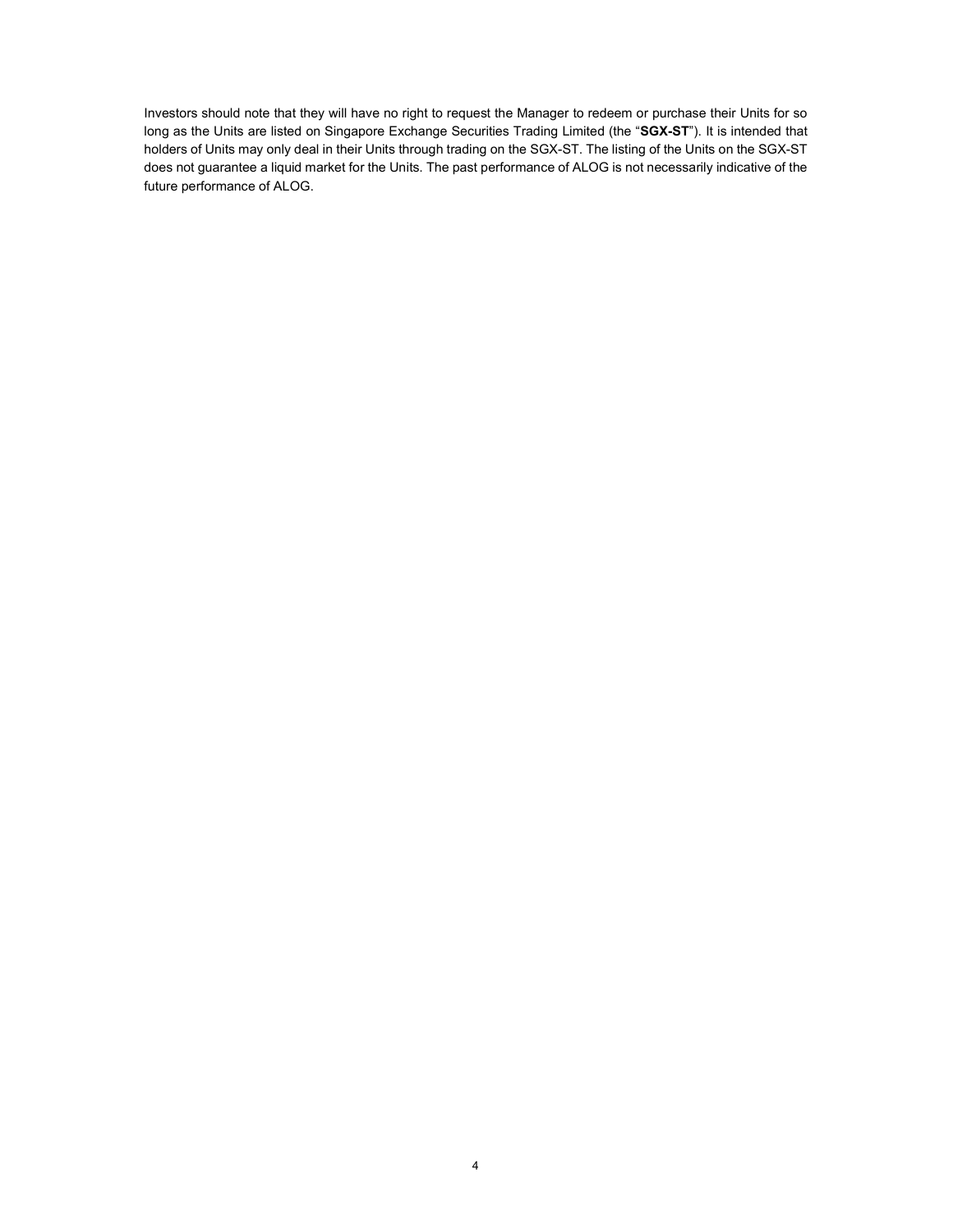Investors should note that they will have no right to request the Manager to redeem or purchase their Units for so long as the Units are listed on Singapore Exchange Securities Trading Limited (the "**SGX-ST**"). It is intended that holders of Units may only deal in their Units through trading on the SGX-ST. The listing of the Units on the SGX-ST does not guarantee a liquid market for the Units. The past performance of ALOG is not necessarily indicative of the future performance of ALOG.